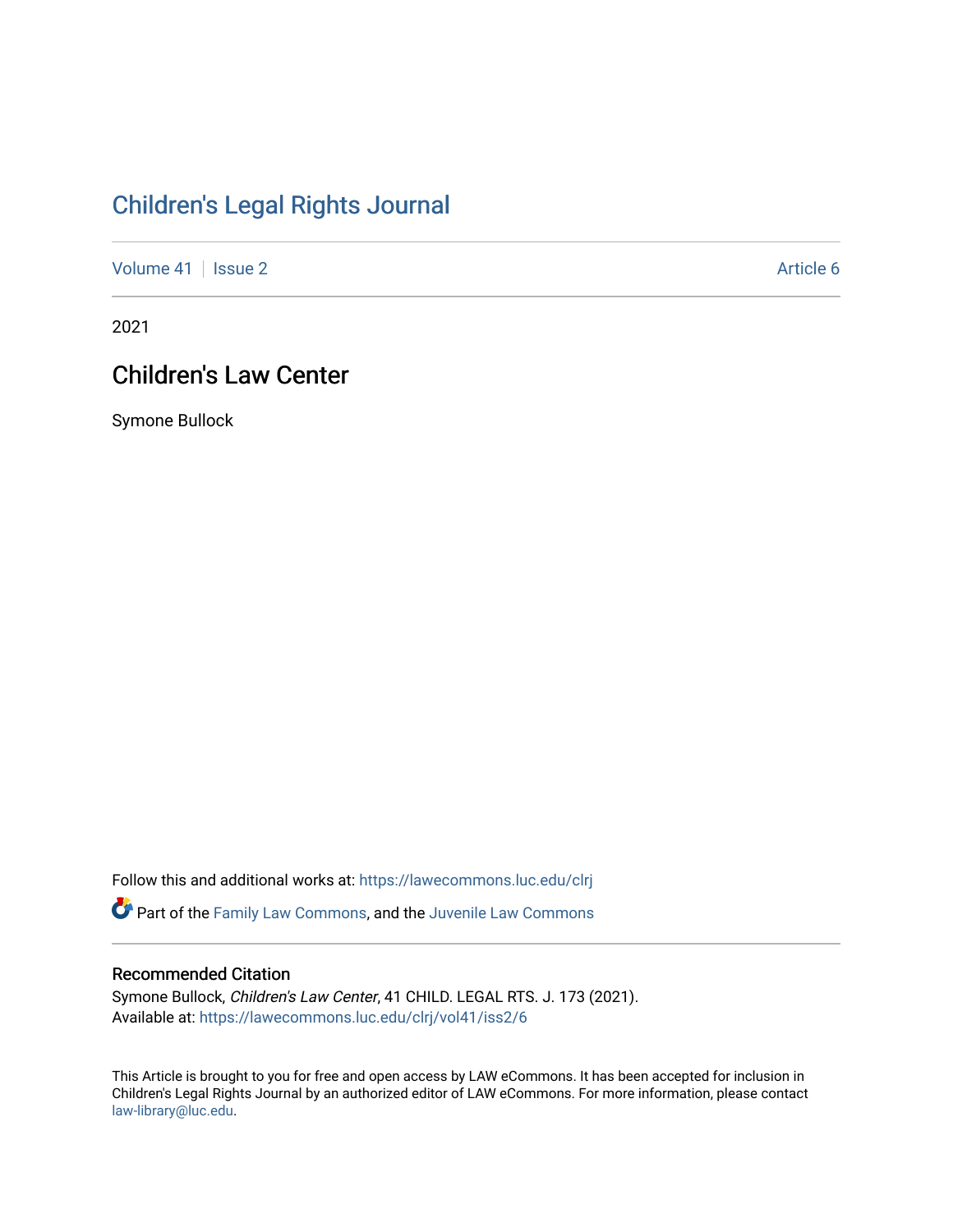# Children's Legal Rights Journal

Volume 41 | Issue 2 | Article 6

2021

## Children's Law Center

Symone Bullock

Follow this and additional works at: https://lawecommons.luc.edu/clrj

Part of the Family Law Commons, and the Juvenile Law Commons

### Recommended Citation

Symone Bullock, *Children's Law Center*, 41 CHILD. LEGAL RTS. J. 173 (2021).
Available at: https://lawecommons.luc.edu/clrj/vol41/iss2/6

This Article is brought to you for free and open access by LAW eCommons. It has been accepted for inclusion in Children's Legal Rights Journal by an authorized editor of LAW eCommons. For more information, please contact law-library@luc.edu.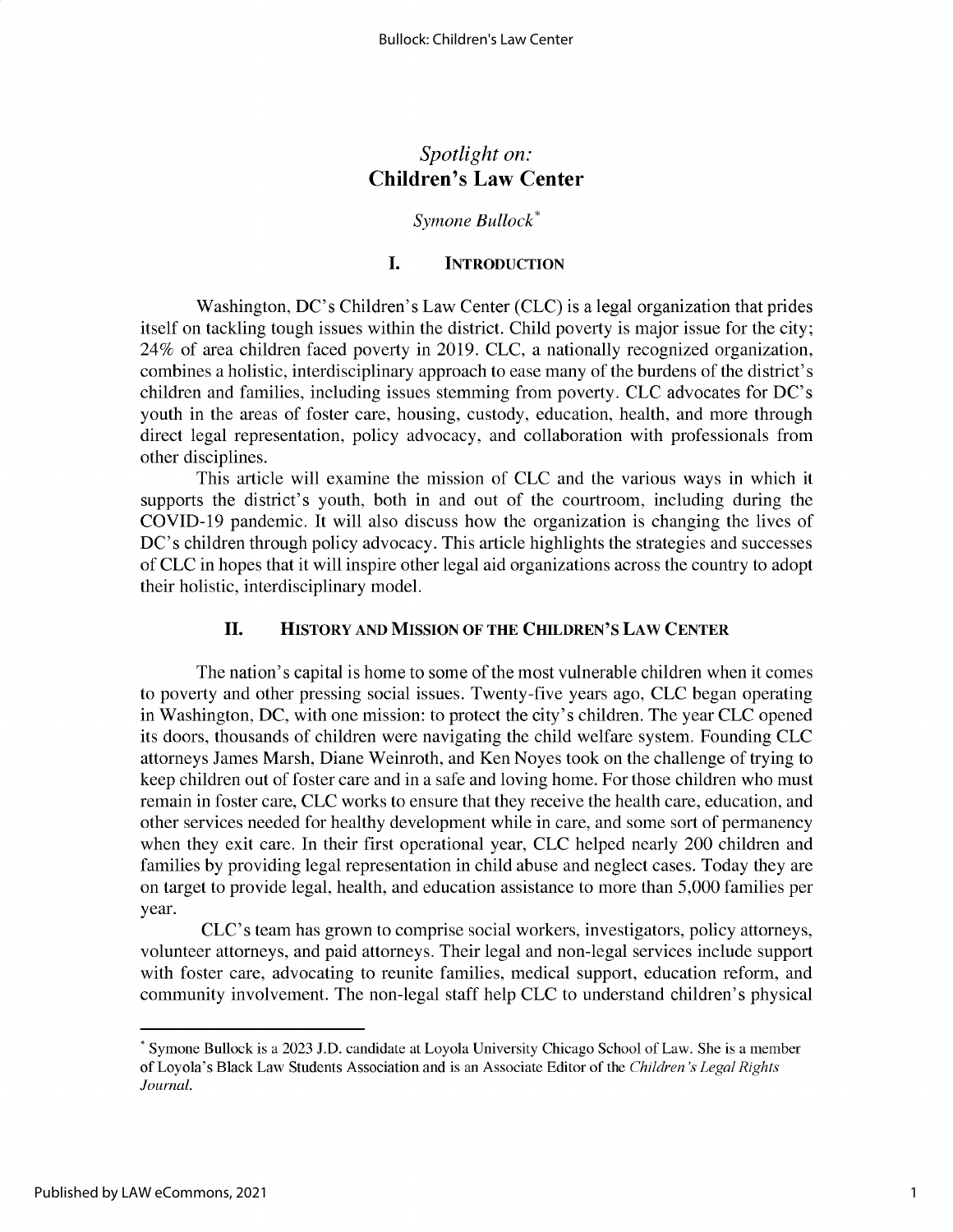# *Spotlight on:* Children's Law Center

*Symone Bullock*[*]

## I. Introduction

Washington, DC's Children's Law Center (CLC) is a legal organization that prides itself on tackling tough issues within the district. Child poverty is major issue for the city; 24% of area children faced poverty in 2019. CLC, a nationally recognized organization, combines a holistic, interdisciplinary approach to ease many of the burdens of the district's children and families, including issues stemming from poverty. CLC advocates for DC's youth in the areas of foster care, housing, custody, education, health, and more through direct legal representation, policy advocacy, and collaboration with professionals from other disciplines.

This article will examine the mission of CLC and the various ways in which it supports the district's youth, both in and out of the courtroom, including during the COVID-19 pandemic. It will also discuss how the organization is changing the lives of DC's children through policy advocacy. This article highlights the strategies and successes of CLC in hopes that it will inspire other legal aid organizations across the country to adopt their holistic, interdisciplinary model.

## II. History and Mission of the Children's Law Center

The nation's capital is home to some of the most vulnerable children when it comes to poverty and other pressing social issues. Twenty-five years ago, CLC began operating in Washington, DC, with one mission: to protect the city's children. The year CLC opened its doors, thousands of children were navigating the child welfare system. Founding CLC attorneys James Marsh, Diane Weinroth, and Ken Noyes took on the challenge of trying to keep children out of foster care and in a safe and loving home. For those children who must remain in foster care, CLC works to ensure that they receive the health care, education, and other services needed for healthy development while in care, and some sort of permanency when they exit care. In their first operational year, CLC helped nearly 200 children and families by providing legal representation in child abuse and neglect cases. Today they are on target to provide legal, health, and education assistance to more than 5,000 families per year.

CLC's team has grown to comprise social workers, investigators, policy attorneys, volunteer attorneys, and paid attorneys. Their legal and non-legal services include support with foster care, advocating to reunite families, medical support, education reform, and community involvement. The non-legal staff help CLC to understand children's physical

---

[*] Symone Bullock is a 2023 J.D. candidate at Loyola University Chicago School of Law. She is a member of Loyola's Black Law Students Association and is an Associate Editor of the *Children's Legal Rights Journal*.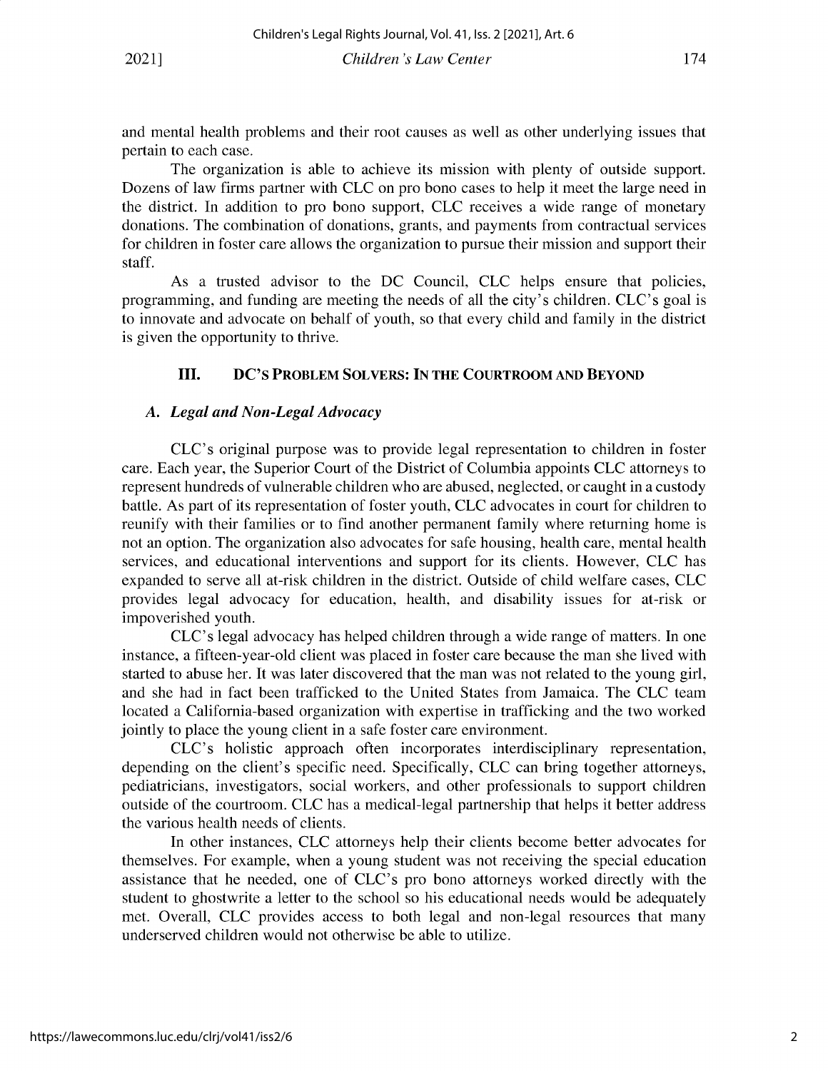and mental health problems and their root causes as well as other underlying issues that pertain to each case.

The organization is able to achieve its mission with plenty of outside support. Dozens of law firms partner with CLC on pro bono cases to help it meet the large need in the district. In addition to pro bono support, CLC receives a wide range of monetary donations. The combination of donations, grants, and payments from contractual services for children in foster care allows the organization to pursue their mission and support their staff.

As a trusted advisor to the DC Council, CLC helps ensure that policies, programming, and funding are meeting the needs of all the city's children. CLC's goal is to innovate and advocate on behalf of youth, so that every child and family in the district is given the opportunity to thrive.

## III. DC's Problem Solvers: In the Courtroom and Beyond

### A. *Legal and Non-Legal Advocacy*

CLC's original purpose was to provide legal representation to children in foster care. Each year, the Superior Court of the District of Columbia appoints CLC attorneys to represent hundreds of vulnerable children who are abused, neglected, or caught in a custody battle. As part of its representation of foster youth, CLC advocates in court for children to reunify with their families or to find another permanent family where returning home is not an option. The organization also advocates for safe housing, health care, mental health services, and educational interventions and support for its clients. However, CLC has expanded to serve all at-risk children in the district. Outside of child welfare cases, CLC provides legal advocacy for education, health, and disability issues for at-risk or impoverished youth.

CLC's legal advocacy has helped children through a wide range of matters. In one instance, a fifteen-year-old client was placed in foster care because the man she lived with started to abuse her. It was later discovered that the man was not related to the young girl, and she had in fact been trafficked to the United States from Jamaica. The CLC team located a California-based organization with expertise in trafficking and the two worked jointly to place the young client in a safe foster care environment.

CLC's holistic approach often incorporates interdisciplinary representation, depending on the client's specific need. Specifically, CLC can bring together attorneys, pediatricians, investigators, social workers, and other professionals to support children outside of the courtroom. CLC has a medical-legal partnership that helps it better address the various health needs of clients.

In other instances, CLC attorneys help their clients become better advocates for themselves. For example, when a young student was not receiving the special education assistance that he needed, one of CLC's pro bono attorneys worked directly with the student to ghostwrite a letter to the school so his educational needs would be adequately met. Overall, CLC provides access to both legal and non-legal resources that many underserved children would not otherwise be able to utilize.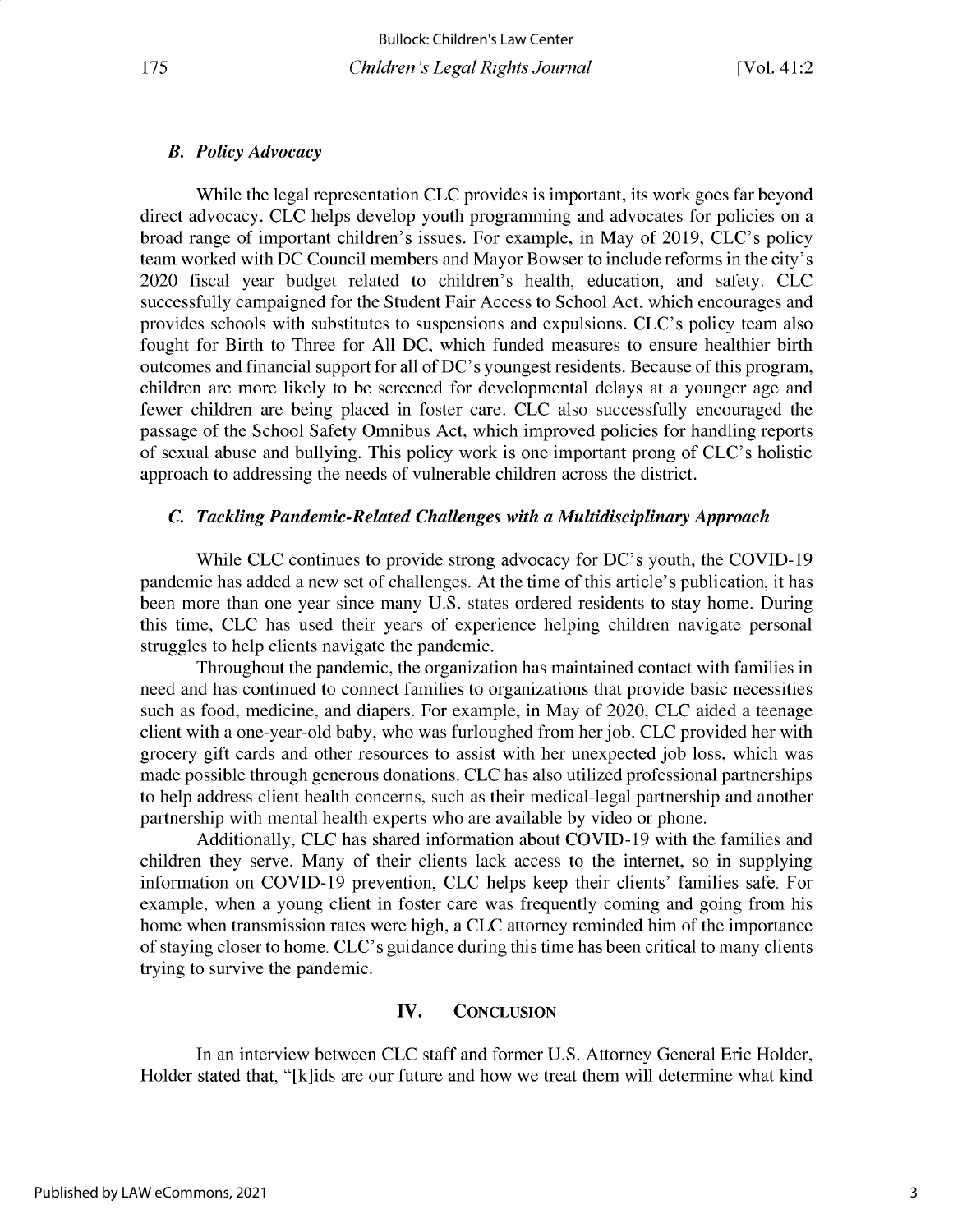### *B. Policy Advocacy*

While the legal representation CLC provides is important, its work goes far beyond direct advocacy. CLC helps develop youth programming and advocates for policies on a broad range of important children's issues. For example, in May of 2019, CLC's policy team worked with DC Council members and Mayor Bowser to include reforms in the city's 2020 fiscal year budget related to children's health, education, and safety. CLC successfully campaigned for the Student Fair Access to School Act, which encourages and provides schools with substitutes to suspensions and expulsions. CLC's policy team also fought for Birth to Three for All DC, which funded measures to ensure healthier birth outcomes and financial support for all of DC's youngest residents. Because of this program, children are more likely to be screened for developmental delays at a younger age and fewer children are being placed in foster care. CLC also successfully encouraged the passage of the School Safety Omnibus Act, which improved policies for handling reports of sexual abuse and bullying. This policy work is one important prong of CLC's holistic approach to addressing the needs of vulnerable children across the district.

### *C. Tackling Pandemic-Related Challenges with a Multidisciplinary Approach*

While CLC continues to provide strong advocacy for DC's youth, the COVID-19 pandemic has added a new set of challenges. At the time of this article's publication, it has been more than one year since many U.S. states ordered residents to stay home. During this time, CLC has used their years of experience helping children navigate personal struggles to help clients navigate the pandemic.

Throughout the pandemic, the organization has maintained contact with families in need and has continued to connect families to organizations that provide basic necessities such as food, medicine, and diapers. For example, in May of 2020, CLC aided a teenage client with a one-year-old baby, who was furloughed from her job. CLC provided her with grocery gift cards and other resources to assist with her unexpected job loss, which was made possible through generous donations. CLC has also utilized professional partnerships to help address client health concerns, such as their medical-legal partnership and another partnership with mental health experts who are available by video or phone.

Additionally, CLC has shared information about COVID-19 with the families and children they serve. Many of their clients lack access to the internet, so in supplying information on COVID-19 prevention, CLC helps keep their clients' families safe. For example, when a young client in foster care was frequently coming and going from his home when transmission rates were high, a CLC attorney reminded him of the importance of staying closer to home. CLC's guidance during this time has been critical to many clients trying to survive the pandemic.

## IV. CONCLUSION

In an interview between CLC staff and former U.S. Attorney General Eric Holder, Holder stated that, "[k]ids are our future and how we treat them will determine what kind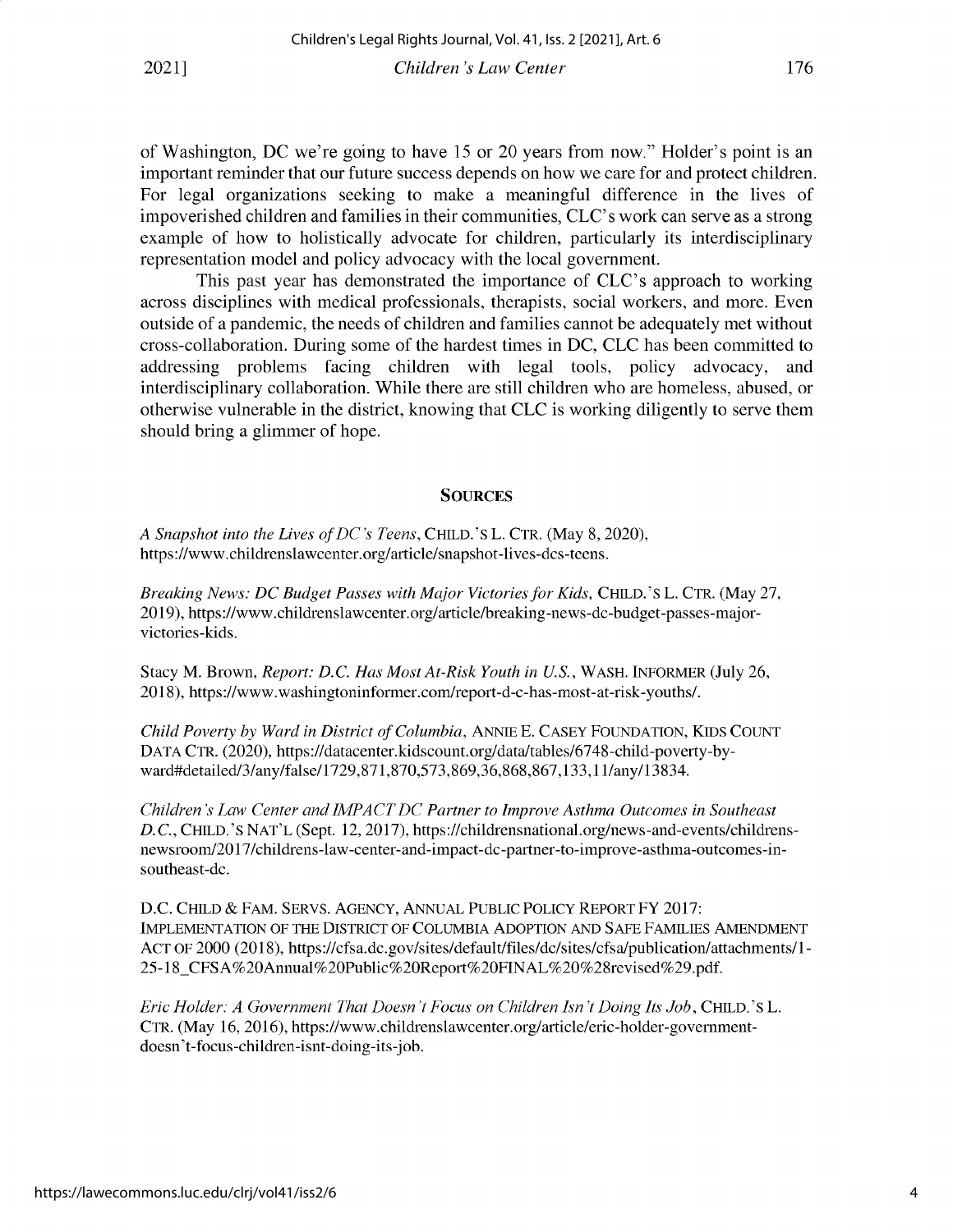of Washington, DC we're going to have 15 or 20 years from now." Holder's point is an important reminder that our future success depends on how we care for and protect children. For legal organizations seeking to make a meaningful difference in the lives of impoverished children and families in their communities, CLC's work can serve as a strong example of how to holistically advocate for children, particularly its interdisciplinary representation model and policy advocacy with the local government.

This past year has demonstrated the importance of CLC's approach to working across disciplines with medical professionals, therapists, social workers, and more. Even outside of a pandemic, the needs of children and families cannot be adequately met without cross-collaboration. During some of the hardest times in DC, CLC has been committed to addressing problems facing children with legal tools, policy advocacy, and interdisciplinary collaboration. While there are still children who are homeless, abused, or otherwise vulnerable in the district, knowing that CLC is working diligently to serve them should bring a glimmer of hope.

## SOURCES

*A Snapshot into the Lives of DC's Teens*, CHILD.'S L. CTR. (May 8, 2020), https://www.childrenslawcenter.org/article/snapshot-lives-dcs-teens.

*Breaking News: DC Budget Passes with Major Victories for Kids*, CHILD.'S L. CTR. (May 27, 2019), https://www.childrenslawcenter.org/article/breaking-news-dc-budget-passes-major-victories-kids.

Stacy M. Brown, *Report: D.C. Has Most At-Risk Youth in U.S.*, WASH. INFORMER (July 26, 2018), https://www.washingtoninformer.com/report-d-c-has-most-at-risk-youths/.

*Child Poverty by Ward in District of Columbia*, ANNIE E. CASEY FOUNDATION, KIDS COUNT DATA CTR. (2020), https://datacenter.kidscount.org/data/tables/6748-child-poverty-by-ward#detailed/3/any/false/1729,871,870,573,869,36,868,867,133,11/any/13834.

*Children's Law Center and IMPACT DC Partner to Improve Asthma Outcomes in Southeast D.C.*, CHILD.'S NAT'L (Sept. 12, 2017), https://childrensnational.org/news-and-events/childrens-newsroom/2017/childrens-law-center-and-impact-dc-partner-to-improve-asthma-outcomes-in-southeast-dc.

D.C. CHILD & FAM. SERVS. AGENCY, ANNUAL PUBLIC POLICY REPORT FY 2017: IMPLEMENTATION OF THE DISTRICT OF COLUMBIA ADOPTION AND SAFE FAMILIES AMENDMENT ACT OF 2000 (2018), https://cfsa.dc.gov/sites/default/files/dc/sites/cfsa/publication/attachments/1-25-18_CFSA%20Annual%20Public%20Report%20FINAL%20%28revised%29.pdf.

*Eric Holder: A Government That Doesn't Focus on Children Isn't Doing Its Job*, CHILD.'S L. CTR. (May 16, 2016), https://www.childrenslawcenter.org/article/eric-holder-government-doesn't-focus-children-isnt-doing-its-job.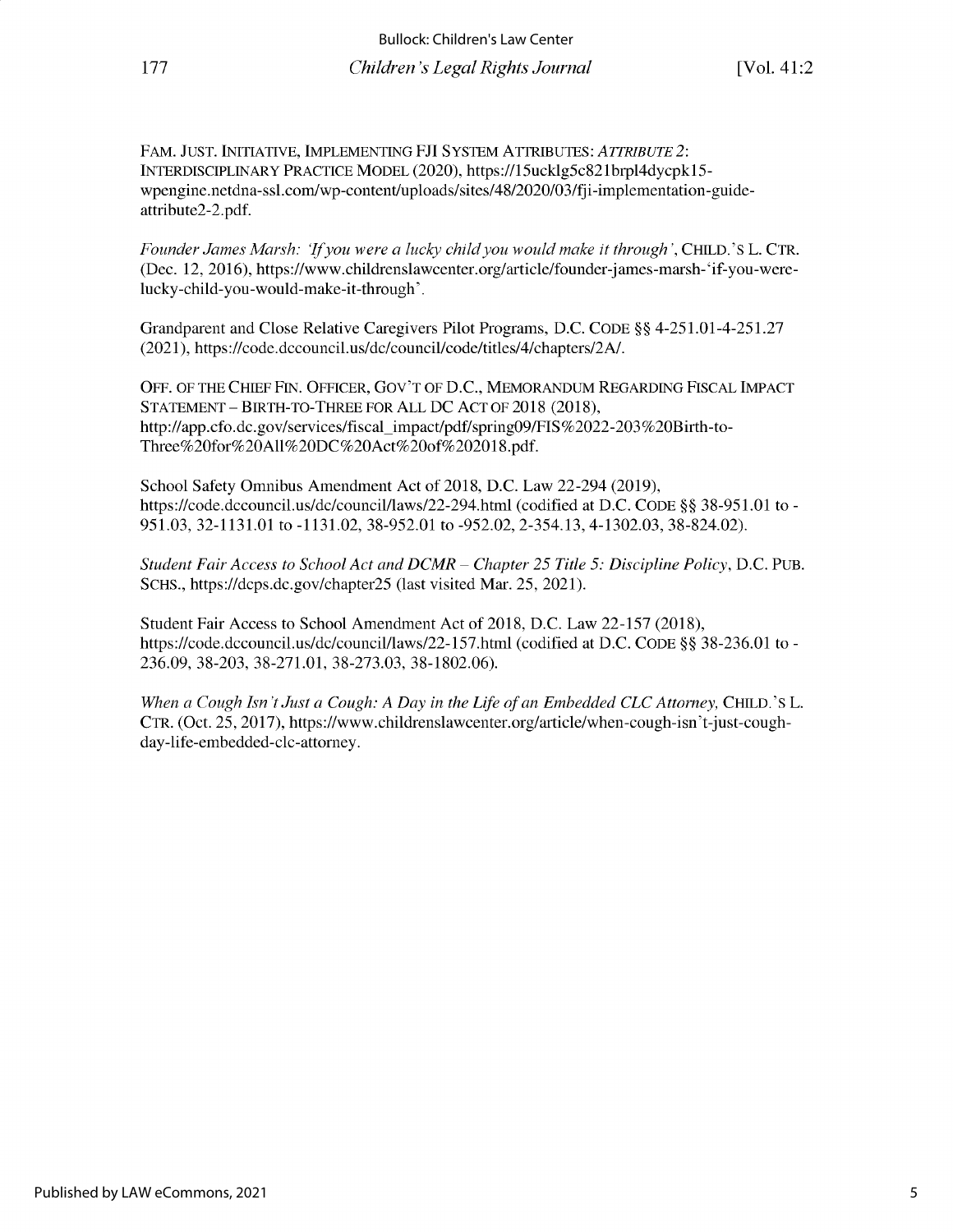FAM. JUST. INITIATIVE, IMPLEMENTING FJI SYSTEM ATTRIBUTES: *ATTRIBUTE 2*: INTERDISCIPLINARY PRACTICE MODEL (2020), https://15ucklg5c821brpl4dycpk15-wpengine.netdna-ssl.com/wp-content/uploads/sites/48/2020/03/fji-implementation-guide-attribute2-2.pdf.

*Founder James Marsh: 'If you were a lucky child you would make it through'*, CHILD.'S L. CTR. (Dec. 12, 2016), https://www.childrenslawcenter.org/article/founder-james-marsh-'if-you-were-lucky-child-you-would-make-it-through'.

Grandparent and Close Relative Caregivers Pilot Programs, D.C. CODE §§ 4-251.01-4-251.27 (2021), https://code.dccouncil.us/dc/council/code/titles/4/chapters/2A/.

OFF. OF THE CHIEF FIN. OFFICER, GOV'T OF D.C., MEMORANDUM REGARDING FISCAL IMPACT STATEMENT – BIRTH-TO-THREE FOR ALL DC ACT OF 2018 (2018), http://app.cfo.dc.gov/services/fiscal_impact/pdf/spring09/FIS%2022-203%20Birth-to-Three%20for%20All%20DC%20Act%20of%202018.pdf.

School Safety Omnibus Amendment Act of 2018, D.C. Law 22-294 (2019), https://code.dccouncil.us/dc/council/laws/22-294.html (codified at D.C. CODE §§ 38-951.01 to -951.03, 32-1131.01 to -1131.02, 38-952.01 to -952.02, 2-354.13, 4-1302.03, 38-824.02).

*Student Fair Access to School Act and DCMR – Chapter 25 Title 5: Discipline Policy*, D.C. PUB. SCHS., https://dcps.dc.gov/chapter25 (last visited Mar. 25, 2021).

Student Fair Access to School Amendment Act of 2018, D.C. Law 22-157 (2018), https://code.dccouncil.us/dc/council/laws/22-157.html (codified at D.C. CODE §§ 38-236.01 to -236.09, 38-203, 38-271.01, 38-273.03, 38-1802.06).

*When a Cough Isn't Just a Cough: A Day in the Life of an Embedded CLC Attorney*, CHILD.'S L. CTR. (Oct. 25, 2017), https://www.childrenslawcenter.org/article/when-cough-isn't-just-cough-day-life-embedded-clc-attorney.